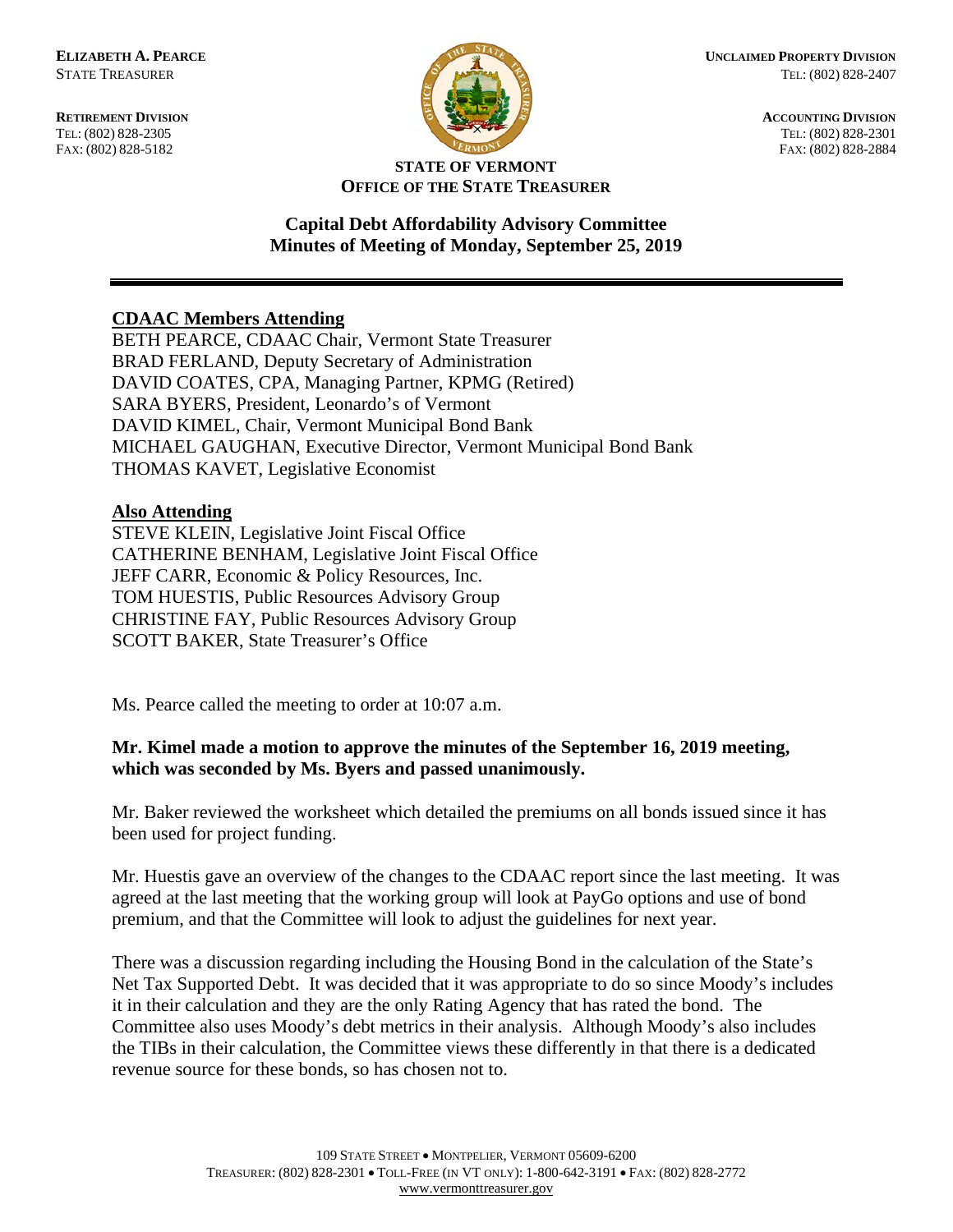**ELIZABETH A. PEARCE**
STATE TREASURER

**RETIREMENT DIVISION**
TEL: (802) 828-2305
FAX: (802) 828-5182

**UNCLAIMED PROPERTY DIVISION**
TEL: (802) 828-2407

**ACCOUNTING DIVISION**
TEL: (802) 828-2301
FAX: (802) 828-2884

**STATE OF VERMONT**
**OFFICE OF THE STATE TREASURER**

## Capital Debt Affordability Advisory Committee
## Minutes of Meeting of Monday, September 25, 2019

---

**CDAAC Members Attending**

BETH PEARCE, CDAAC Chair, Vermont State Treasurer
BRAD FERLAND, Deputy Secretary of Administration
DAVID COATES, CPA, Managing Partner, KPMG (Retired)
SARA BYERS, President, Leonardo's of Vermont
DAVID KIMEL, Chair, Vermont Municipal Bond Bank
MICHAEL GAUGHAN, Executive Director, Vermont Municipal Bond Bank
THOMAS KAVET, Legislative Economist

**Also Attending**

STEVE KLEIN, Legislative Joint Fiscal Office
CATHERINE BENHAM, Legislative Joint Fiscal Office
JEFF CARR, Economic & Policy Resources, Inc.
TOM HUESTIS, Public Resources Advisory Group
CHRISTINE FAY, Public Resources Advisory Group
SCOTT BAKER, State Treasurer's Office

Ms. Pearce called the meeting to order at 10:07 a.m.

**Mr. Kimel made a motion to approve the minutes of the September 16, 2019 meeting, which was seconded by Ms. Byers and passed unanimously.**

Mr. Baker reviewed the worksheet which detailed the premiums on all bonds issued since it has been used for project funding.

Mr. Huestis gave an overview of the changes to the CDAAC report since the last meeting. It was agreed at the last meeting that the working group will look at PayGo options and use of bond premium, and that the Committee will look to adjust the guidelines for next year.

There was a discussion regarding including the Housing Bond in the calculation of the State's Net Tax Supported Debt. It was decided that it was appropriate to do so since Moody's includes it in their calculation and they are the only Rating Agency that has rated the bond. The Committee also uses Moody's debt metrics in their analysis. Although Moody's also includes the TIBs in their calculation, the Committee views these differently in that there is a dedicated revenue source for these bonds, so has chosen not to.

109 STATE STREET • MONTPELIER, VERMONT 05609-6200
TREASURER: (802) 828-2301 • TOLL-FREE (IN VT ONLY): 1-800-642-3191 • FAX: (802) 828-2772
www.vermonttreasurer.gov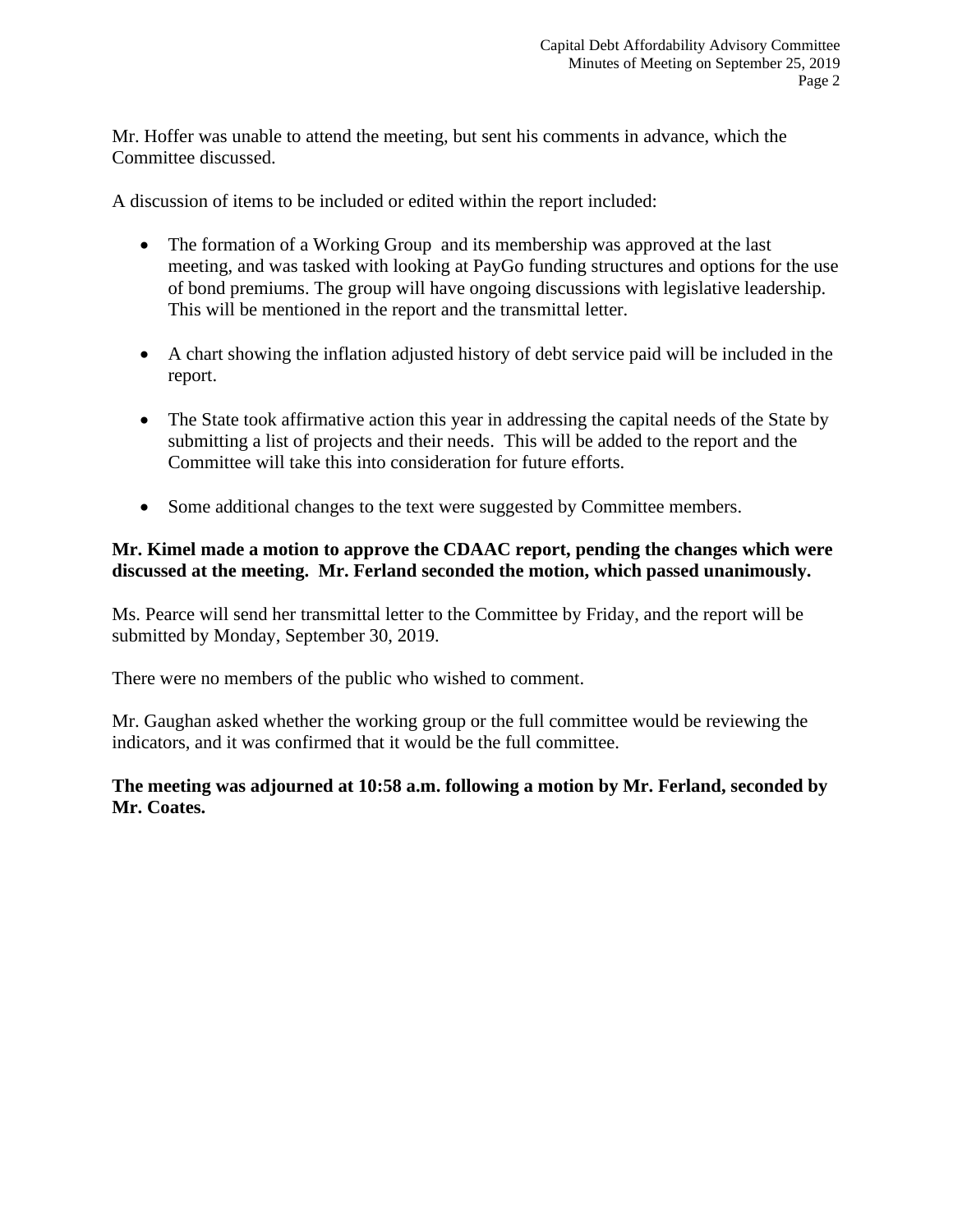Mr. Hoffer was unable to attend the meeting, but sent his comments in advance, which the Committee discussed.

A discussion of items to be included or edited within the report included:

- The formation of a Working Group and its membership was approved at the last meeting, and was tasked with looking at PayGo funding structures and options for the use of bond premiums. The group will have ongoing discussions with legislative leadership. This will be mentioned in the report and the transmittal letter.

- A chart showing the inflation adjusted history of debt service paid will be included in the report.

- The State took affirmative action this year in addressing the capital needs of the State by submitting a list of projects and their needs. This will be added to the report and the Committee will take this into consideration for future efforts.

- Some additional changes to the text were suggested by Committee members.

**Mr. Kimel made a motion to approve the CDAAC report, pending the changes which were discussed at the meeting. Mr. Ferland seconded the motion, which passed unanimously.**

Ms. Pearce will send her transmittal letter to the Committee by Friday, and the report will be submitted by Monday, September 30, 2019.

There were no members of the public who wished to comment.

Mr. Gaughan asked whether the working group or the full committee would be reviewing the indicators, and it was confirmed that it would be the full committee.

**The meeting was adjourned at 10:58 a.m. following a motion by Mr. Ferland, seconded by Mr. Coates.**